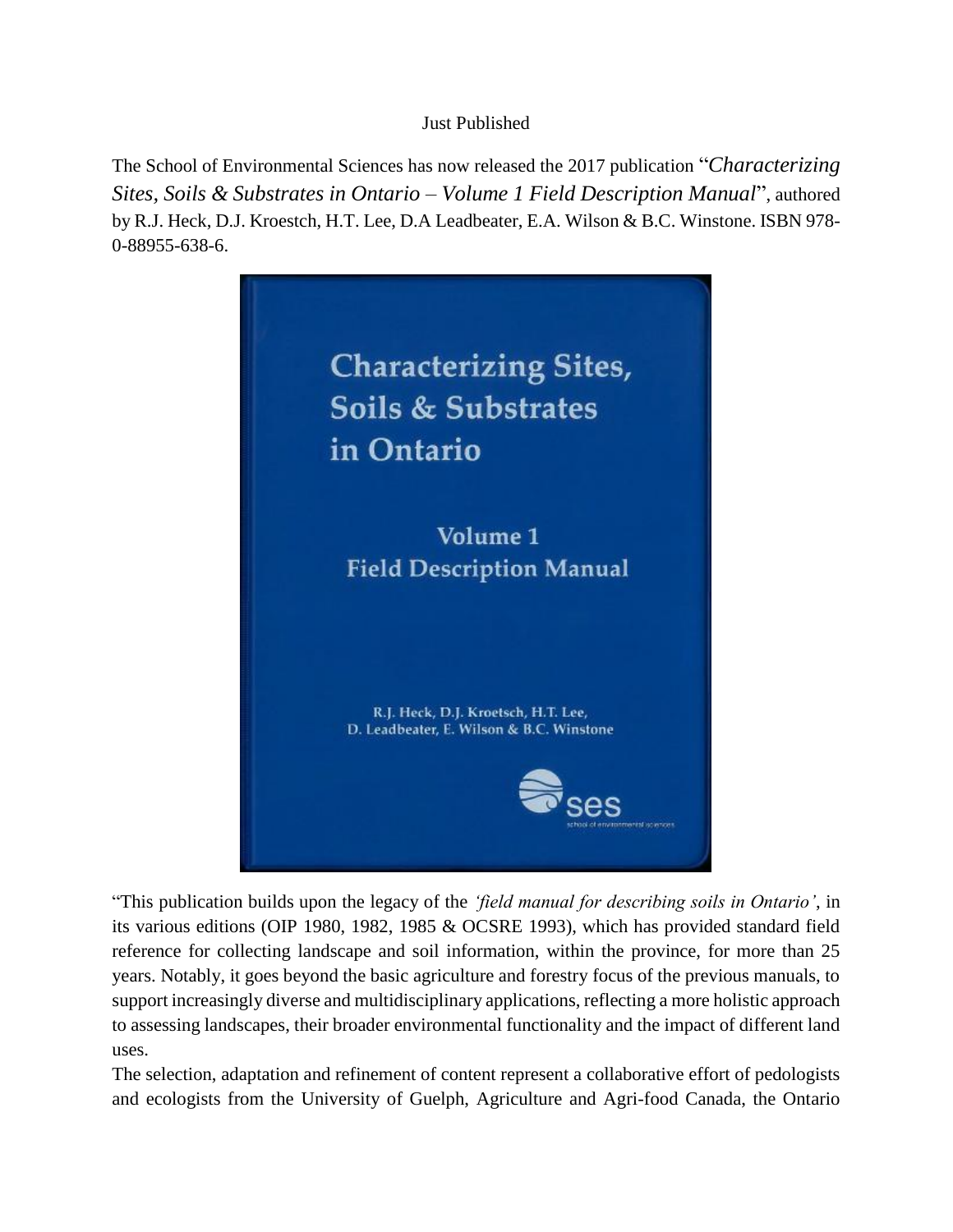Just Published

The School of Environmental Sciences has now released the 2017 publication "*Characterizing Sites, Soils & Substrates in Ontario – Volume 1 Field Description Manual*", authored by R.J. Heck, D.J. Kroestch, H.T. Lee, D.A Leadbeater, E.A. Wilson & B.C. Winstone. ISBN 978-0-88955-638-6.

"This publication builds upon the legacy of the *'field manual for describing soils in Ontario'*, in its various editions (OIP 1980, 1982, 1985 & OCSRE 1993), which has provided standard field reference for collecting landscape and soil information, within the province, for more than 25 years. Notably, it goes beyond the basic agriculture and forestry focus of the previous manuals, to support increasingly diverse and multidisciplinary applications, reflecting a more holistic approach to assessing landscapes, their broader environmental functionality and the impact of different land uses.

The selection, adaptation and refinement of content represent a collaborative effort of pedologists and ecologists from the University of Guelph, Agriculture and Agri-food Canada, the Ontario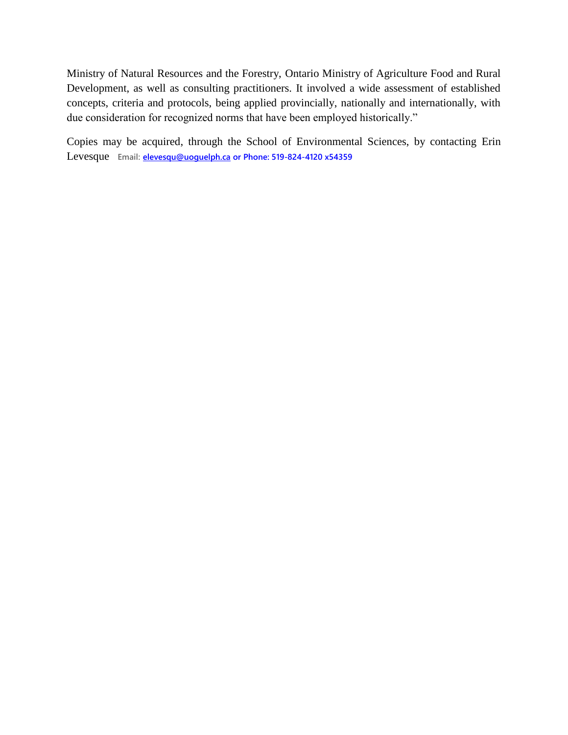Ministry of Natural Resources and the Forestry, Ontario Ministry of Agriculture Food and Rural Development, as well as consulting practitioners. It involved a wide assessment of established concepts, criteria and protocols, being applied provincially, nationally and internationally, with due consideration for recognized norms that have been employed historically."

Copies may be acquired, through the School of Environmental Sciences, by contacting Erin Levesque **Email: elevesqu@uoguelph.ca or Phone: 519-824-4120 x54359**